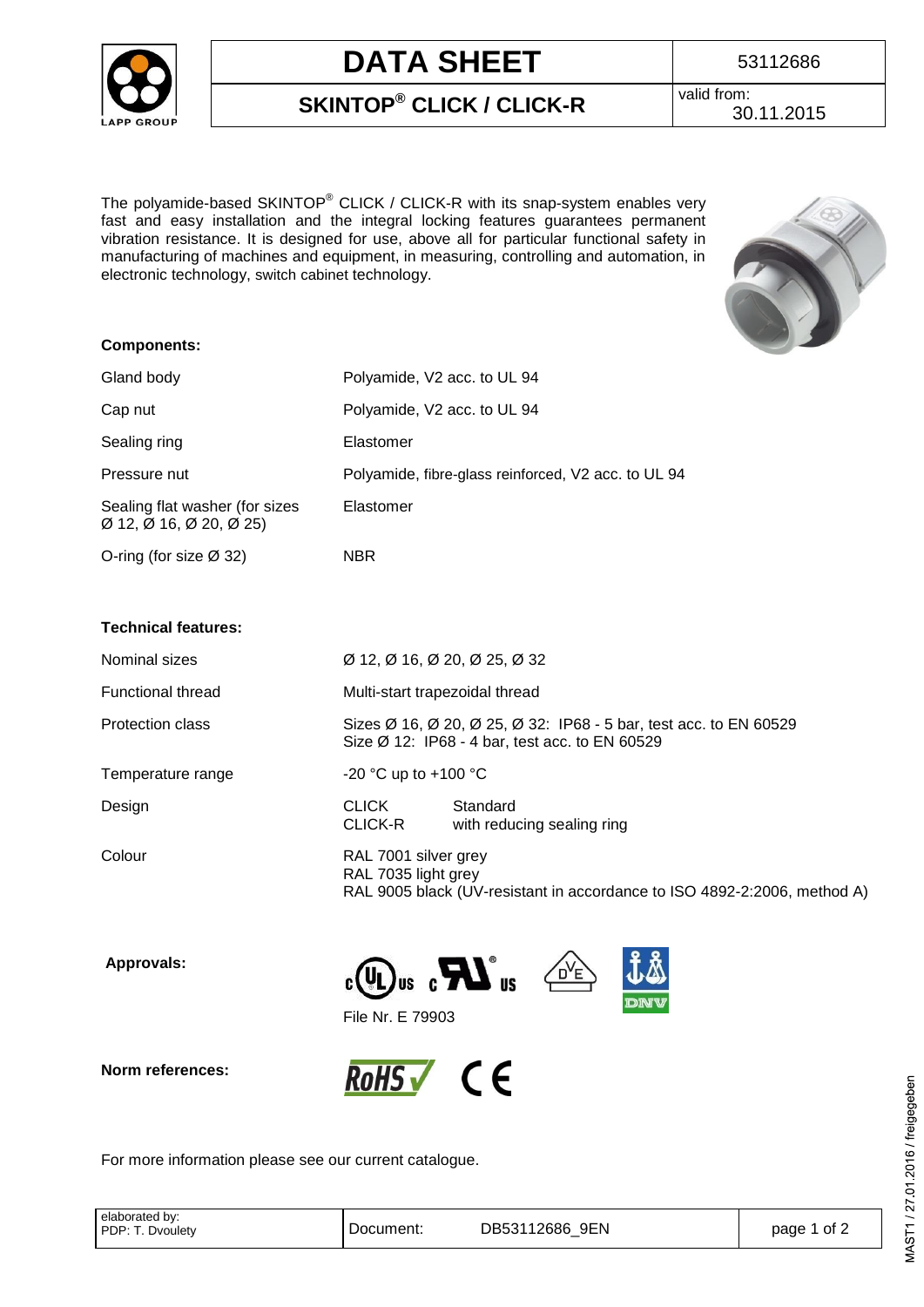# DATA SHEET

## SKINTOP® CLICK / CLICK-R

53112686

valid from: 30.11.2015

The polyamide-based SKINTOP® CLICK / CLICK-R with its snap-system enables very fast and easy installation and the integral locking features guarantees permanent vibration resistance. It is designed for use, above all for particular functional safety in manufacturing of machines and equipment, in measuring, controlling and automation, in electronic technology, switch cabinet technology.

**Components:**

| | |
|---|---|
| Gland body | Polyamide, V2 acc. to UL 94 |
| Cap nut | Polyamide, V2 acc. to UL 94 |
| Sealing ring | Elastomer |
| Pressure nut | Polyamide, fibre-glass reinforced, V2 acc. to UL 94 |
| Sealing flat washer (for sizes Ø 12, Ø 16, Ø 20, Ø 25) | Elastomer |
| O-ring (for size Ø 32) | NBR |

**Technical features:**

| | |
|---|---|
| Nominal sizes | Ø 12, Ø 16, Ø 20, Ø 25, Ø 32 |
| Functional thread | Multi-start trapezoidal thread |
| Protection class | Sizes Ø 16, Ø 20, Ø 25, Ø 32: IP68 - 5 bar, test acc. to EN 60529<br>Size Ø 12: IP68 - 4 bar, test acc. to EN 60529 |
| Temperature range | -20 °C up to +100 °C |
| Design | CLICK Standard<br>CLICK-R with reducing sealing ring |
| Colour | RAL 7001 silver grey<br>RAL 7035 light grey<br>RAL 9005 black (UV-resistant in accordance to ISO 4892-2:2006, method A) |

**Approvals:**

cULus, cURus, DVE, DNV

File Nr. E 79903

**Norm references:**

RoHS, CE

For more information please see our current catalogue.

elaborated by: PDP: T. Dvoulety | Document: DB53112686_9EN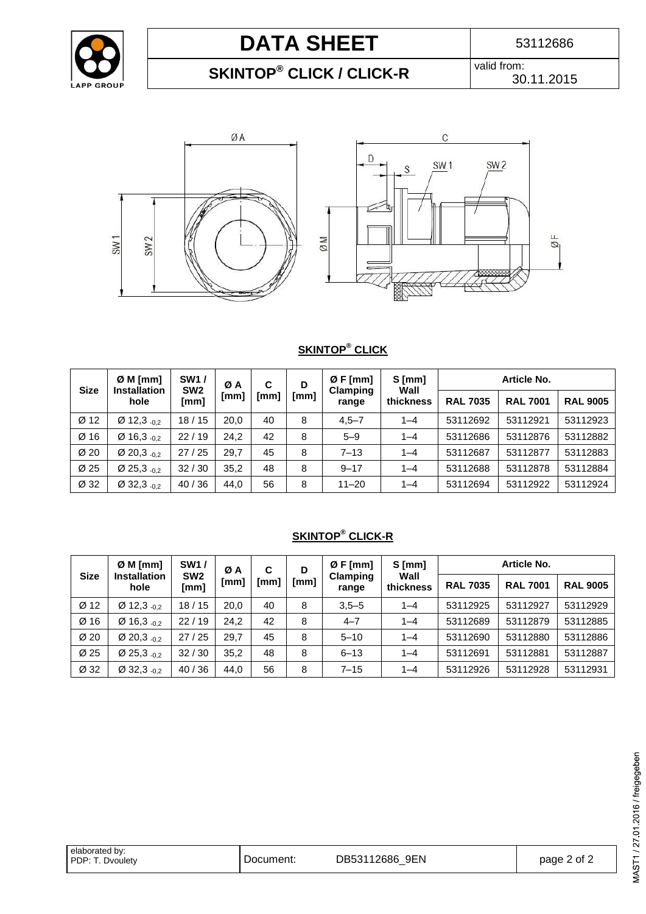# DATA SHEET

53112686

## SKINTOP® CLICK / CLICK-R

valid from: 30.11.2015

Ø A
C
D
S
SW 1
SW 2
SW 1
SW 2
Ø M
Ø F

### SKINTOP® CLICK

| Size | Ø M [mm] Installation hole | SW1 / SW2 [mm] | Ø A [mm] | C [mm] | D [mm] | Ø F [mm] Clamping range | S [mm] Wall thickness | Article No. | | |
|---|---|---|---|---|---|---|---|---|---|---|
| | | | | | | | | RAL 7035 | RAL 7001 | RAL 9005 |
| Ø 12 | Ø 12,3 $_{-0,2}$ | 18 / 15 | 20,0 | 40 | 8 | 4,5–7 | 1–4 | 53112692 | 53112921 | 53112923 |
| Ø 16 | Ø 16,3 $_{-0,2}$ | 22 / 19 | 24,2 | 42 | 8 | 5–9 | 1–4 | 53112686 | 53112876 | 53112882 |
| Ø 20 | Ø 20,3 $_{-0,2}$ | 27 / 25 | 29,7 | 45 | 8 | 7–13 | 1–4 | 53112687 | 53112877 | 53112883 |
| Ø 25 | Ø 25,3 $_{-0,2}$ | 32 / 30 | 35,2 | 48 | 8 | 9–17 | 1–4 | 53112688 | 53112878 | 53112884 |
| Ø 32 | Ø 32,3 $_{-0,2}$ | 40 / 36 | 44,0 | 56 | 8 | 11–20 | 1–4 | 53112694 | 53112922 | 53112924 |

### SKINTOP® CLICK-R

| Size | Ø M [mm] Installation hole | SW1 / SW2 [mm] | Ø A [mm] | C [mm] | D [mm] | Ø F [mm] Clamping range | S [mm] Wall thickness | Article No. | | |
|---|---|---|---|---|---|---|---|---|---|---|
| | | | | | | | | RAL 7035 | RAL 7001 | RAL 9005 |
| Ø 12 | Ø 12,3 $_{-0,2}$ | 18 / 15 | 20,0 | 40 | 8 | 3,5–5 | 1–4 | 53112925 | 53112927 | 53112929 |
| Ø 16 | Ø 16,3 $_{-0,2}$ | 22 / 19 | 24,2 | 42 | 8 | 4–7 | 1–4 | 53112689 | 53112879 | 53112885 |
| Ø 20 | Ø 20,3 $_{-0,2}$ | 27 / 25 | 29,7 | 45 | 8 | 5–10 | 1–4 | 53112690 | 53112880 | 53112886 |
| Ø 25 | Ø 25,3 $_{-0,2}$ | 32 / 30 | 35,2 | 48 | 8 | 6–13 | 1–4 | 53112691 | 53112881 | 53112887 |
| Ø 32 | Ø 32,3 $_{-0,2}$ | 40 / 36 | 44,0 | 56 | 8 | 7–15 | 1–4 | 53112926 | 53112928 | 53112931 |

elaborated by: PDP: T. Dvoulety | Document: DB53112686_9EN

MAST1 / 27.01.2016 / freigegeben